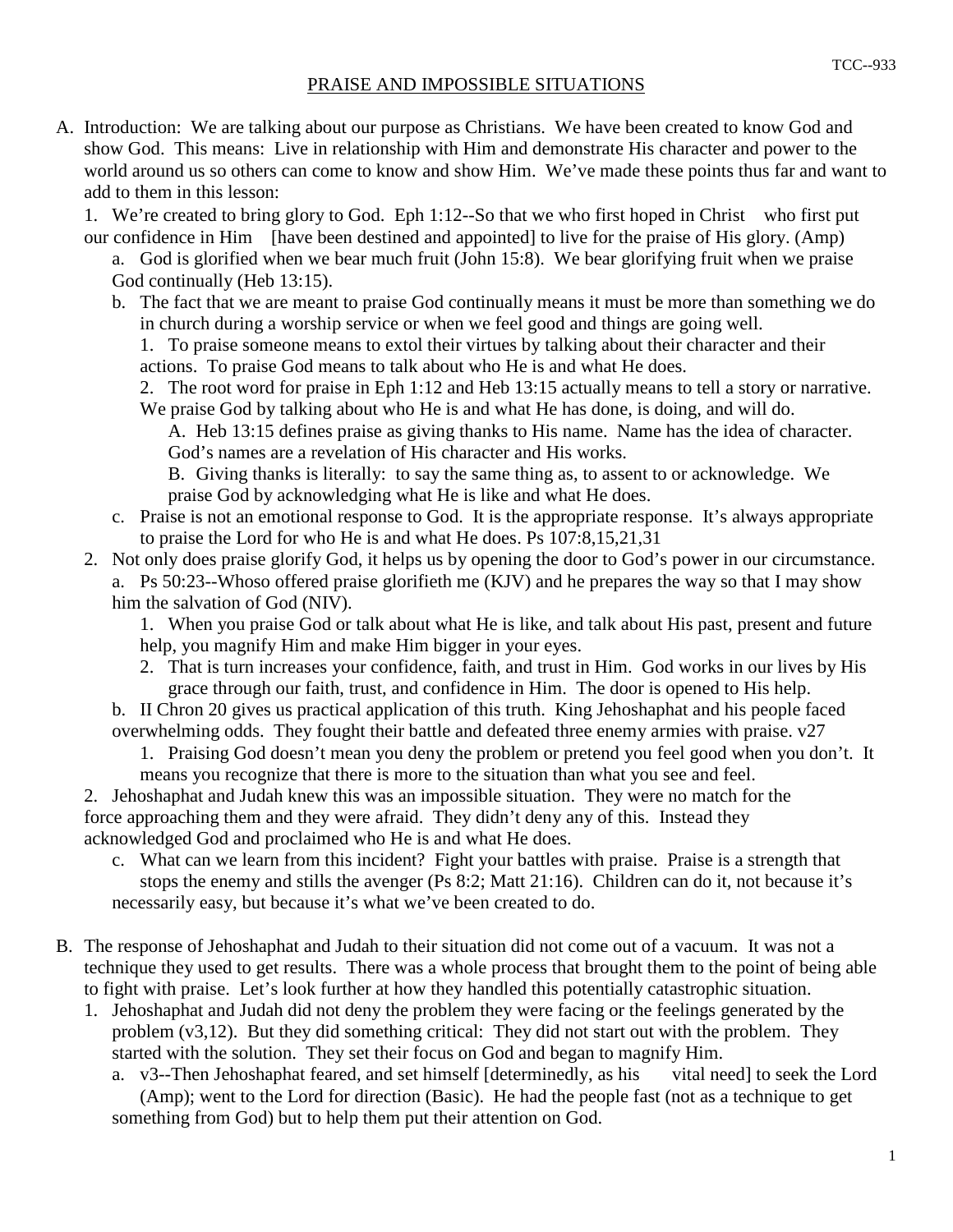## PRAISE AND IMPOSSIBLE SITUATIONS

A. Introduction: We are talking about our purpose as Christians. We have been created to know God and show God. This means: Live in relationship with Him and demonstrate His character and power to the world around us so others can come to know and show Him. We've made these points thus far and want to add to them in this lesson:

1. We're created to bring glory to God. Eph 1:12--So that we who first hoped in Christ who first put our confidence in Him [have been destined and appointed] to live for the praise of His glory. (Amp)
   - a. God is glorified when we bear much fruit (John 15:8). We bear glorifying fruit when we praise God continually (Heb 13:15).
   - b. The fact that we are meant to praise God continually means it must be more than something we do in church during a worship service or when we feel good and things are going well.
     1. To praise someone means to extol their virtues by talking about their character and their actions. To praise God means to talk about who He is and what He does.
     2. The root word for praise in Eph 1:12 and Heb 13:15 actually means to tell a story or narrative. We praise God by talking about who He is and what He has done, is doing, and will do.
        - A. Heb 13:15 defines praise as giving thanks to His name. Name has the idea of character. God's names are a revelation of His character and His works.
        - B. Giving thanks is literally: to say the same thing as, to assent to or acknowledge. We praise God by acknowledging what He is like and what He does.
   - c. Praise is not an emotional response to God. It is the appropriate response. It's always appropriate to praise the Lord for who He is and what He does. Ps 107:8,15,21,31

2. Not only does praise glorify God, it helps us by opening the door to God's power in our circumstance.
   - a. Ps 50:23--Whoso offered praise glorifieth me (KJV) and he prepares the way so that I may show him the salvation of God (NIV).
     1. When you praise God or talk about what He is like, and talk about His past, present and future help, you magnify Him and make Him bigger in your eyes.
     2. That is turn increases your confidence, faith, and trust in Him. God works in our lives by His grace through our faith, trust, and confidence in Him. The door is opened to His help.
   - b. II Chron 20 gives us practical application of this truth. King Jehoshaphat and his people faced overwhelming odds. They fought their battle and defeated three enemy armies with praise. v27
     1. Praising God doesn't mean you deny the problem or pretend you feel good when you don't. It means you recognize that there is more to the situation than what you see and feel.
     2. Jehoshaphat and Judah knew this was an impossible situation. They were no match for the force approaching them and they were afraid. They didn't deny any of this. Instead they acknowledged God and proclaimed who He is and what He does.
   - c. What can we learn from this incident? Fight your battles with praise. Praise is a strength that stops the enemy and stills the avenger (Ps 8:2; Matt 21:16). Children can do it, not because it's necessarily easy, but because it's what we've been created to do.

B. The response of Jehoshaphat and Judah to their situation did not come out of a vacuum. It was not a technique they used to get results. There was a whole process that brought them to the point of being able to fight with praise. Let's look further at how they handled this potentially catastrophic situation.

1. Jehoshaphat and Judah did not deny the problem they were facing or the feelings generated by the problem (v3,12). But they did something critical: They did not start out with the problem. They started with the solution. They set their focus on God and began to magnify Him.
   - a. v3--Then Jehoshaphat feared, and set himself [determinedly, as his vital need] to seek the Lord (Amp); went to the Lord for direction (Basic). He had the people fast (not as a technique to get something from God) but to help them put their attention on God.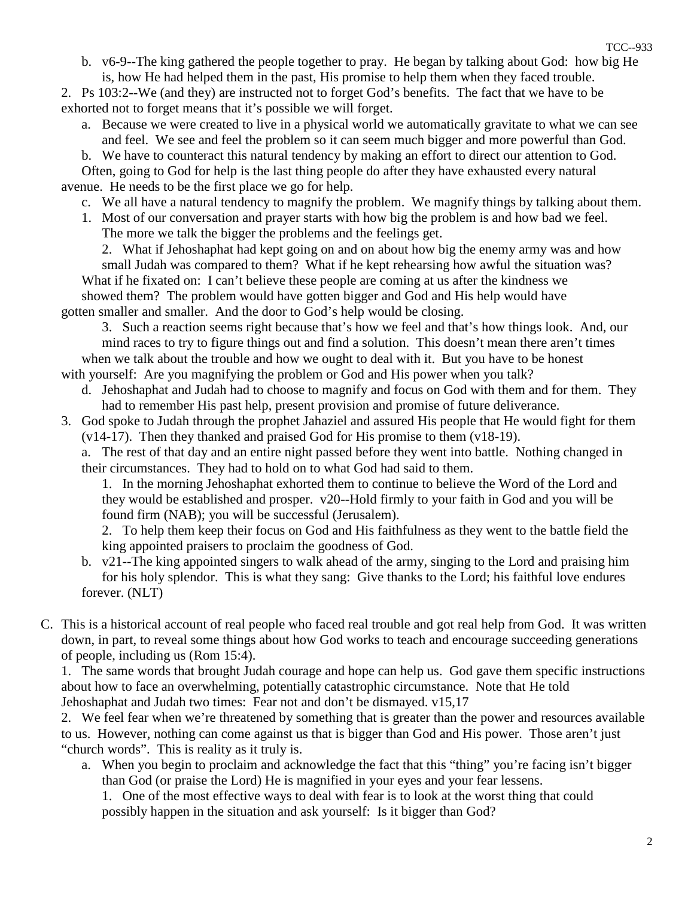b. v6-9--The king gathered the people together to pray. He began by talking about God: how big He is, how He had helped them in the past, His promise to help them when they faced trouble.

2. Ps 103:2--We (and they) are instructed not to forget God's benefits. The fact that we have to be exhorted not to forget means that it's possible we will forget.

a. Because we were created to live in a physical world we automatically gravitate to what we can see and feel. We see and feel the problem so it can seem much bigger and more powerful than God.

b. We have to counteract this natural tendency by making an effort to direct our attention to God. Often, going to God for help is the last thing people do after they have exhausted every natural avenue. He needs to be the first place we go for help.

c. We all have a natural tendency to magnify the problem. We magnify things by talking about them.

1. Most of our conversation and prayer starts with how big the problem is and how bad we feel. The more we talk the bigger the problems and the feelings get.

2. What if Jehoshaphat had kept going on and on about how big the enemy army was and how small Judah was compared to them? What if he kept rehearsing how awful the situation was? What if he fixated on: I can't believe these people are coming at us after the kindness we showed them? The problem would have gotten bigger and God and His help would have gotten smaller and smaller. And the door to God's help would be closing.

3. Such a reaction seems right because that's how we feel and that's how things look. And, our mind races to try to figure things out and find a solution. This doesn't mean there aren't times when we talk about the trouble and how we ought to deal with it. But you have to be honest with yourself: Are you magnifying the problem or God and His power when you talk?

d. Jehoshaphat and Judah had to choose to magnify and focus on God with them and for them. They had to remember His past help, present provision and promise of future deliverance.

3. God spoke to Judah through the prophet Jahaziel and assured His people that He would fight for them (v14-17). Then they thanked and praised God for His promise to them (v18-19).

a. The rest of that day and an entire night passed before they went into battle. Nothing changed in their circumstances. They had to hold on to what God had said to them.

1. In the morning Jehoshaphat exhorted them to continue to believe the Word of the Lord and they would be established and prosper. v20--Hold firmly to your faith in God and you will be found firm (NAB); you will be successful (Jerusalem).

2. To help them keep their focus on God and His faithfulness as they went to the battle field the king appointed praisers to proclaim the goodness of God.

b. v21--The king appointed singers to walk ahead of the army, singing to the Lord and praising him for his holy splendor. This is what they sang: Give thanks to the Lord; his faithful love endures forever. (NLT)

C. This is a historical account of real people who faced real trouble and got real help from God. It was written down, in part, to reveal some things about how God works to teach and encourage succeeding generations of people, including us (Rom 15:4).

1. The same words that brought Judah courage and hope can help us. God gave them specific instructions about how to face an overwhelming, potentially catastrophic circumstance. Note that He told Jehoshaphat and Judah two times: Fear not and don't be dismayed. v15,17

2. We feel fear when we're threatened by something that is greater than the power and resources available to us. However, nothing can come against us that is bigger than God and His power. Those aren't just "church words". This is reality as it truly is.

a. When you begin to proclaim and acknowledge the fact that this "thing" you're facing isn't bigger than God (or praise the Lord) He is magnified in your eyes and your fear lessens.

1. One of the most effective ways to deal with fear is to look at the worst thing that could possibly happen in the situation and ask yourself: Is it bigger than God?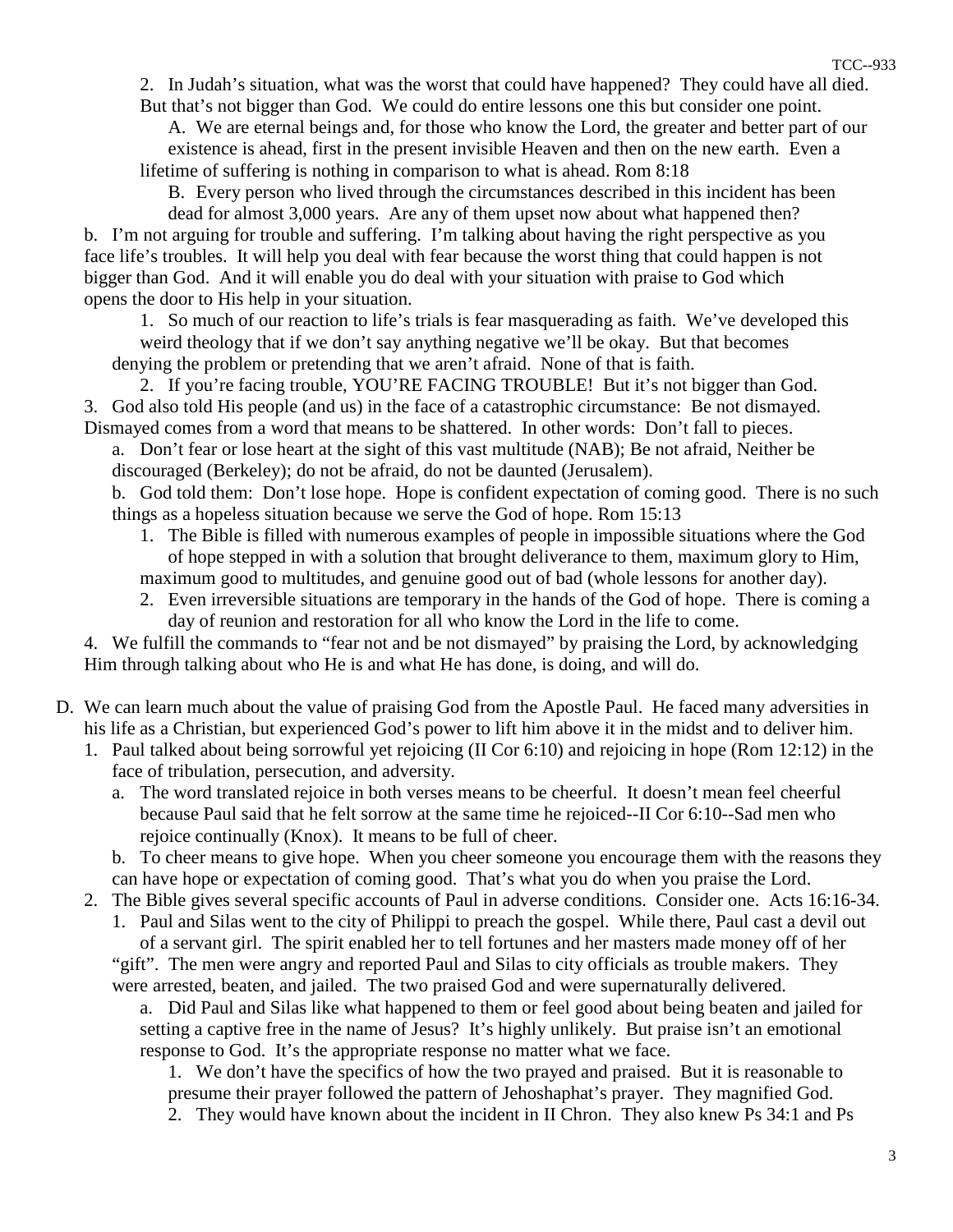2. In Judah's situation, what was the worst that could have happened? They could have all died. But that's not bigger than God. We could do entire lessons one this but consider one point.

A. We are eternal beings and, for those who know the Lord, the greater and better part of our existence is ahead, first in the present invisible Heaven and then on the new earth. Even a lifetime of suffering is nothing in comparison to what is ahead. Rom 8:18

B. Every person who lived through the circumstances described in this incident has been dead for almost 3,000 years. Are any of them upset now about what happened then?

b. I'm not arguing for trouble and suffering. I'm talking about having the right perspective as you face life's troubles. It will help you deal with fear because the worst thing that could happen is not bigger than God. And it will enable you do deal with your situation with praise to God which opens the door to His help in your situation.

1. So much of our reaction to life's trials is fear masquerading as faith. We've developed this weird theology that if we don't say anything negative we'll be okay. But that becomes denying the problem or pretending that we aren't afraid. None of that is faith.

2. If you're facing trouble, YOU'RE FACING TROUBLE! But it's not bigger than God.

3. God also told His people (and us) in the face of a catastrophic circumstance: Be not dismayed. Dismayed comes from a word that means to be shattered. In other words: Don't fall to pieces.

a. Don't fear or lose heart at the sight of this vast multitude (NAB); Be not afraid, Neither be discouraged (Berkeley); do not be afraid, do not be daunted (Jerusalem).

b. God told them: Don't lose hope. Hope is confident expectation of coming good. There is no such things as a hopeless situation because we serve the God of hope. Rom 15:13

1. The Bible is filled with numerous examples of people in impossible situations where the God of hope stepped in with a solution that brought deliverance to them, maximum glory to Him, maximum good to multitudes, and genuine good out of bad (whole lessons for another day).

2. Even irreversible situations are temporary in the hands of the God of hope. There is coming a day of reunion and restoration for all who know the Lord in the life to come.

4. We fulfill the commands to "fear not and be not dismayed" by praising the Lord, by acknowledging Him through talking about who He is and what He has done, is doing, and will do.

D. We can learn much about the value of praising God from the Apostle Paul. He faced many adversities in his life as a Christian, but experienced God's power to lift him above it in the midst and to deliver him.

1. Paul talked about being sorrowful yet rejoicing (II Cor 6:10) and rejoicing in hope (Rom 12:12) in the face of tribulation, persecution, and adversity.

a. The word translated rejoice in both verses means to be cheerful. It doesn't mean feel cheerful because Paul said that he felt sorrow at the same time he rejoiced--II Cor 6:10--Sad men who rejoice continually (Knox). It means to be full of cheer.

b. To cheer means to give hope. When you cheer someone you encourage them with the reasons they can have hope or expectation of coming good. That's what you do when you praise the Lord.

2. The Bible gives several specific accounts of Paul in adverse conditions. Consider one. Acts 16:16-34.

1. Paul and Silas went to the city of Philippi to preach the gospel. While there, Paul cast a devil out of a servant girl. The spirit enabled her to tell fortunes and her masters made money off of her "gift". The men were angry and reported Paul and Silas to city officials as trouble makers. They were arrested, beaten, and jailed. The two praised God and were supernaturally delivered.

a. Did Paul and Silas like what happened to them or feel good about being beaten and jailed for setting a captive free in the name of Jesus? It's highly unlikely. But praise isn't an emotional response to God. It's the appropriate response no matter what we face.

1. We don't have the specifics of how the two prayed and praised. But it is reasonable to presume their prayer followed the pattern of Jehoshaphat's prayer. They magnified God.

2. They would have known about the incident in II Chron. They also knew Ps 34:1 and Ps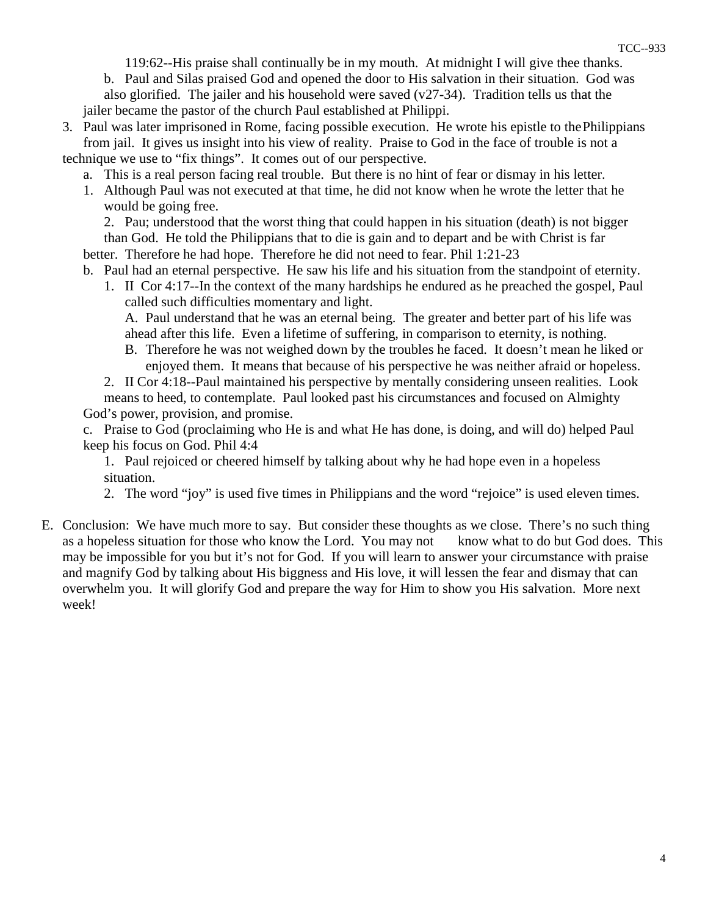119:62--His praise shall continually be in my mouth. At midnight I will give thee thanks.

b. Paul and Silas praised God and opened the door to His salvation in their situation. God was also glorified. The jailer and his household were saved (v27-34). Tradition tells us that the jailer became the pastor of the church Paul established at Philippi.

3. Paul was later imprisoned in Rome, facing possible execution. He wrote his epistle to the Philippians from jail. It gives us insight into his view of reality. Praise to God in the face of trouble is not a technique we use to "fix things". It comes out of our perspective.

   a. This is a real person facing real trouble. But there is no hint of fear or dismay in his letter.

   1. Although Paul was not executed at that time, he did not know when he wrote the letter that he would be going free.

   2. Pau; understood that the worst thing that could happen in his situation (death) is not bigger than God. He told the Philippians that to die is gain and to depart and be with Christ is far better. Therefore he had hope. Therefore he did not need to fear. Phil 1:21-23

   b. Paul had an eternal perspective. He saw his life and his situation from the standpoint of eternity.

      1. II Cor 4:17--In the context of the many hardships he endured as he preached the gospel, Paul called such difficulties momentary and light.

         A. Paul understand that he was an eternal being. The greater and better part of his life was ahead after this life. Even a lifetime of suffering, in comparison to eternity, is nothing.

         B. Therefore he was not weighed down by the troubles he faced. It doesn't mean he liked or enjoyed them. It means that because of his perspective he was neither afraid or hopeless.

      2. II Cor 4:18--Paul maintained his perspective by mentally considering unseen realities. Look means to heed, to contemplate. Paul looked past his circumstances and focused on Almighty God's power, provision, and promise.

   c. Praise to God (proclaiming who He is and what He has done, is doing, and will do) helped Paul keep his focus on God. Phil 4:4

      1. Paul rejoiced or cheered himself by talking about why he had hope even in a hopeless situation.

      2. The word "joy" is used five times in Philippians and the word "rejoice" is used eleven times.

E. Conclusion: We have much more to say. But consider these thoughts as we close. There's no such thing as a hopeless situation for those who know the Lord. You may not know what to do but God does. This may be impossible for you but it's not for God. If you will learn to answer your circumstance with praise and magnify God by talking about His biggness and His love, it will lessen the fear and dismay that can overwhelm you. It will glorify God and prepare the way for Him to show you His salvation. More next week!